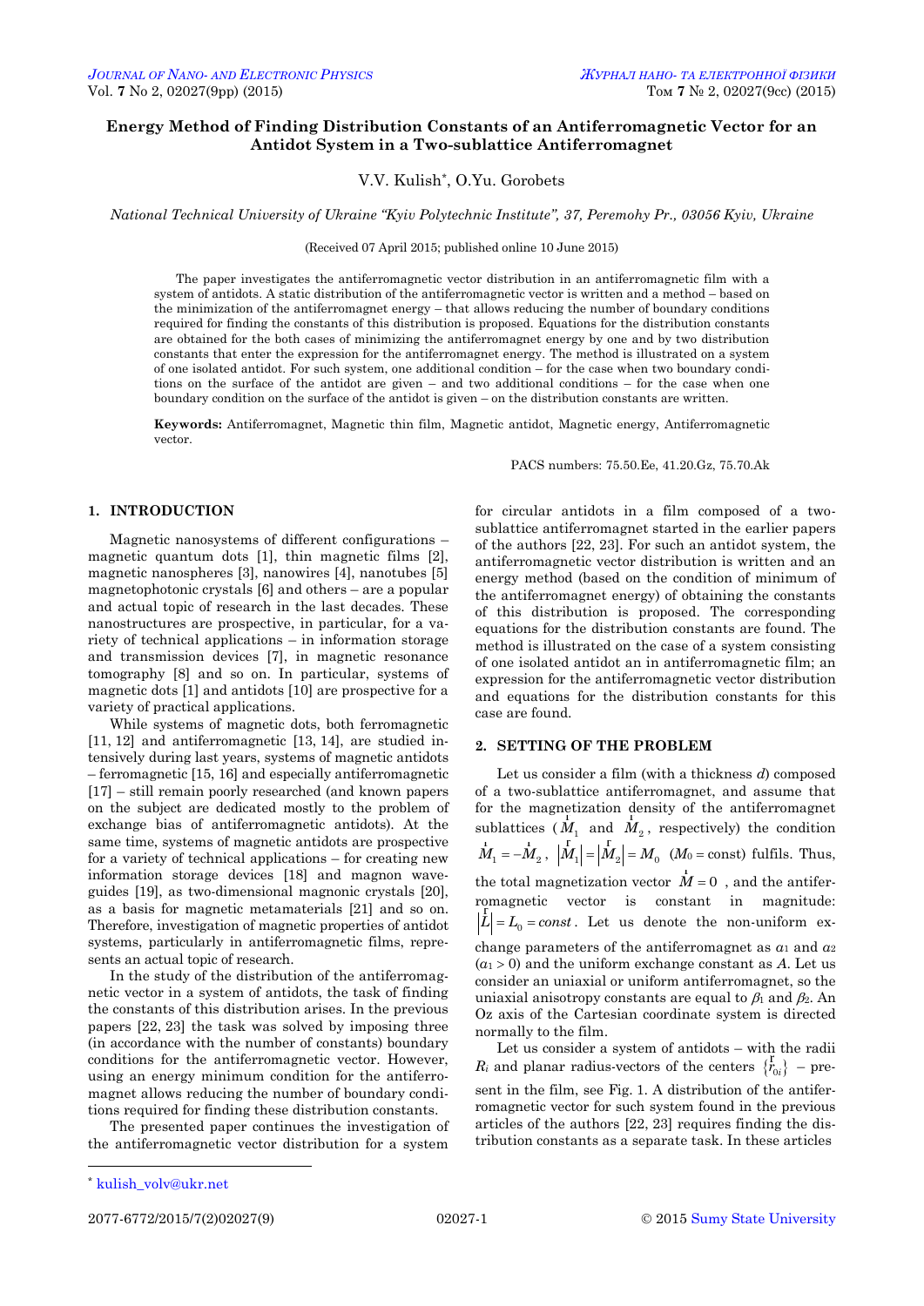# Energy Method of Finding Distribution Constants of an Antiferromagnetic Vector for an Antidot System in a Two-sublattice Antiferromagnet

V.V. Kulish*, O.Yu. Gorobets

*National Technical University of Ukraine "Kyiv Polytechnic Institute", 37, Peremohy Pr., 03056 Kyiv, Ukraine*

(Received 07 April 2015; published online 10 June 2015)

The paper investigates the antiferromagnetic vector distribution in an antiferromagnetic film with a system of antidots. A static distribution of the antiferromagnetic vector is written and a method – based on the minimization of the antiferromagnet energy – that allows reducing the number of boundary conditions required for finding the constants of this distribution is proposed. Equations for the distribution constants are obtained for the both cases of minimizing the antiferromagnet energy by one and by two distribution constants that enter the expression for the antiferromagnet energy. The method is illustrated on a system of one isolated antidot. For such system, one additional condition – for the case when two boundary conditions on the surface of the antidot are given – and two additional conditions – for the case when one boundary condition on the surface of the antidot is given – on the distribution constants are written.

**Keywords:** Antiferromagnet, Magnetic thin film, Magnetic antidot, Magnetic energy, Antiferromagnetic vector.

PACS numbers: 75.50.Ee, 41.20.Gz, 75.70.Ak

## 1. INTRODUCTION

Magnetic nanosystems of different configurations – magnetic quantum dots [1], thin magnetic films [2], magnetic nanospheres [3], nanowires [4], nanotubes [5] magnetophotonic crystals [6] and others – are a popular and actual topic of research in the last decades. These nanostructures are prospective, in particular, for a variety of technical applications – in information storage and transmission devices [7], in magnetic resonance tomography [8] and so on. In particular, systems of magnetic dots [1] and antidots [10] are prospective for a variety of practical applications.

While systems of magnetic dots, both ferromagnetic [11, 12] and antiferromagnetic [13, 14], are studied intensively during last years, systems of magnetic antidots – ferromagnetic [15, 16] and especially antiferromagnetic [17] – still remain poorly researched (and known papers on the subject are dedicated mostly to the problem of exchange bias of antiferromagnetic antidots). At the same time, systems of magnetic antidots are prospective for a variety of technical applications – for creating new information storage devices [18] and magnon waveguides [19], as two-dimensional magnonic crystals [20], as a basis for magnetic metamaterials [21] and so on. Therefore, investigation of magnetic properties of antidot systems, particularly in antiferromagnetic films, represents an actual topic of research.

In the study of the distribution of the antiferromagnetic vector in a system of antidots, the task of finding the constants of this distribution arises. In the previous papers [22, 23] the task was solved by imposing three (in accordance with the number of constants) boundary conditions for the antiferromagnetic vector. However, using an energy minimum condition for the antiferromagnet allows reducing the number of boundary conditions required for finding these distribution constants.

The presented paper continues the investigation of the antiferromagnetic vector distribution for a system for circular antidots in a film composed of a two-sublattice antiferromagnet started in the earlier papers of the authors [22, 23]. For such an antidot system, the antiferromagnetic vector distribution is written and an energy method (based on the condition of minimum of the antiferromagnet energy) of obtaining the constants of this distribution is proposed. The corresponding equations for the distribution constants are found. The method is illustrated on the case of a system consisting of one isolated antidot an in antiferromagnetic film; an expression for the antiferromagnetic vector distribution and equations for the distribution constants for this case are found.

## 2. SETTING OF THE PROBLEM

Let us consider a film (with a thickness $d$) composed of a two-sublattice antiferromagnet, and assume that for the magnetization density of the antiferromagnet sublattices ($\vec{M}_1$ and $\vec{M}_2$, respectively) the condition $\vec{M}_1 = -\vec{M}_2$, $|\vec{M}_1| = |\vec{M}_2| = M_0$ ($M_0$ = const) fulfils. Thus, the total magnetization vector $\vec{M} = 0$, and the antiferromagnetic vector is constant in magnitude: $|\vec{L}| = L_0 = const$. Let us denote the non-uniform exchange parameters of the antiferromagnet as $\alpha_1$ and $\alpha_2$ ($\alpha_1 > 0$) and the uniform exchange constant as $A$. Let us consider an uniaxial or uniform antiferromagnet, so the uniaxial anisotropy constants are equal to $\beta_1$ and $\beta_2$. An Oz axis of the Cartesian coordinate system is directed normally to the film.

Let us consider a system of antidots – with the radii $R_i$ and planar radius-vectors of the centers $\{\vec{r}_{0i}\}$ – present in the film, see Fig. 1. A distribution of the antiferromagnetic vector for such system found in the previous articles of the authors [22, 23] requires finding the distribution constants as a separate task. In these articles

---

* kulish_volv@ukr.net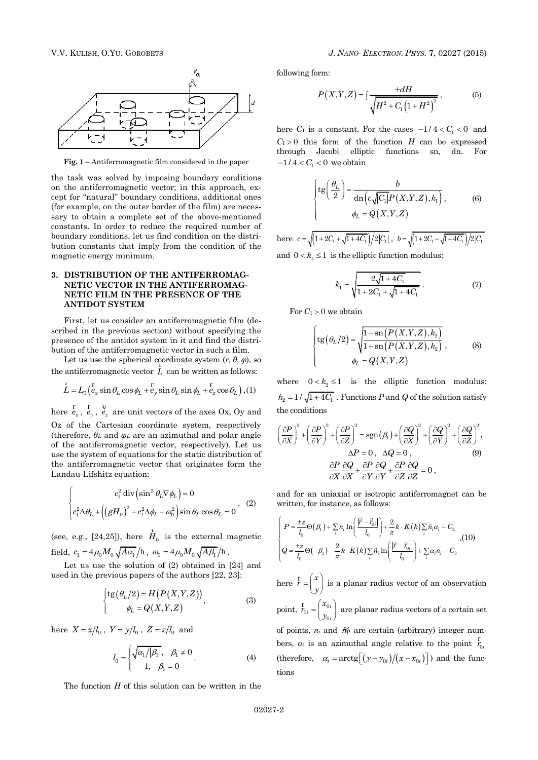**Fig. 1** – Antiferromagnetic film considered in the paper

the task was solved by imposing boundary conditions on the antiferromagnetic vector; in this approach, except for "natural" boundary conditions, additional ones (for example, on the outer border of the film) are necessary to obtain a complete set of the above-mentioned constants. In order to reduce the required number of boundary conditions, let us find condition on the distribution constants that imply from the condition of the magnetic energy minimum.

## 3. DISTRIBUTION OF THE ANTIFERROMAGNETIC VECTOR IN THE ANTIFERROMAGNETIC FILM IN THE PRESENCE OF THE ANTIDOT SYSTEM

First, let us consider an antiferromagnetic film (described in the previous section) without specifying the presence of the antidot system in it and find the distribution of the antiferromagnetic vector in such a film.

Let us use the spherical coordinate system $(r, \theta, \varphi)$, so the antiferromagnetic vector $\vec{L}$ can be written as follows:

$$\vec{L} = L_0\left(\vec{e}_x \sin\theta_L \cos\phi_L + \vec{e}_y \sin\theta_L \sin\phi_L + \vec{e}_z \cos\theta_L\right), \quad (1)$$

here $\vec{e}_x$, $\vec{e}_y$, $\vec{e}_z$ are unit vectors of the axes Ox, Oy and Oz of the Cartesian coordinate system, respectively (therefore, $\theta_L$ and $\varphi_L$ are an azimuthal and polar angle of the antiferromagnetic vector, respectively). Let us use the system of equations for the static distribution of the antiferromagnetic vector that originates form the Landau-Lifshitz equation:

$$\begin{cases} c_1^2 \operatorname{div}\left(\sin^2\theta_L \nabla\phi_L\right) = 0 \\ c_1^2\Delta\theta_L + \left(\left(gH_0\right)^2 - c_1^2\Delta\phi_L - \omega_0^2\right)\sin\theta_L\cos\theta_L = 0 \end{cases}, \quad (2)$$

(see, e.g., [24,25]), here $\vec{H}_0$ is the external magnetic field, $c_1 = 4\mu_0 M_0\sqrt{A\alpha_1}/\hbar$, $\omega_0 = 4\mu_0 M_0\sqrt{A\beta_1}/\hbar$.

Let us use the solution of (2) obtained in [24] and used in the previous papers of the authors [22, 23]:

$$\begin{cases} \operatorname{tg}\left(\theta_L/2\right) = H\left(P\left(X,Y,Z\right)\right) \\ \phi_L = Q\left(X,Y,Z\right) \end{cases}, \quad (3)$$

here $X = x/l_0$, $Y = y/l_0$, $Z = z/l_0$ and

$$l_0 = \begin{cases} \sqrt{\alpha_1/|\beta_1|}, & \beta_1 \neq 0 \\ 1, & \beta_1 = 0 \end{cases}. \quad (4)$$

The function $H$ of this solution can be written in the following form:

$$P\left(X,Y,Z\right) = \int \frac{\pm dH}{\sqrt{H^2 + C_1\left(1+H^2\right)^2}}, \quad (5)$$

here $C_1$ is a constant. For the cases $-1/4 < C_1 < 0$ and $C_1 > 0$ this form of the function $H$ can be expressed through Jacobi elliptic functions sn, dn. For $-1/4 < C_1 < 0$ we obtain

$$\begin{cases} \operatorname{tg}\left(\dfrac{\theta_L}{2}\right) = \dfrac{b}{\operatorname{dn}\left(c\sqrt{|C_1|}P\left(X,Y,Z\right), k_1\right)}, \\ \phi_L = Q\left(X,Y,Z\right) \end{cases} \quad (6)$$

here $c = \sqrt{\left(1+2C_1+\sqrt{1+4C_1}\right)/2|C_1|}$, $b = \sqrt{\left(1+2C_1-\sqrt{1+4C_1}\right)/2|C_1|}$ and $0 < k_1 \le 1$ is the elliptic function modulus:

$$k_1 = \sqrt{\frac{2\sqrt{1+4C_1}}{1+2C_1+\sqrt{1+4C_1}}}. \quad (7)$$

For $C_1 > 0$ we obtain

$$\begin{cases} \operatorname{tg}\left(\theta_L/2\right) = \sqrt{\dfrac{1-\operatorname{sn}\left(P\left(X,Y,Z\right),k_2\right)}{1+\operatorname{sn}\left(P\left(X,Y,Z\right),k_2\right)}}, \\ \phi_L = Q\left(X,Y,Z\right) \end{cases} \quad (8)$$

where $0 < k_2 \le 1$ is the elliptic function modulus: $k_2 = 1/\sqrt{1+4C_1}$. Functions $P$ and $Q$ of the solution satisfy the conditions

$$\begin{gathered} \left(\frac{\partial P}{\partial X}\right)^2 + \left(\frac{\partial P}{\partial Y}\right)^2 + \left(\frac{\partial P}{\partial Z}\right)^2 = \operatorname{sgn}\left(\beta_1\right) + \left(\frac{\partial Q}{\partial X}\right)^2 + \left(\frac{\partial Q}{\partial Y}\right)^2 + \left(\frac{\partial Q}{\partial Z}\right)^2, \\ \Delta P = 0, \quad \Delta Q = 0, \\ \frac{\partial P}{\partial X}\frac{\partial Q}{\partial X} + \frac{\partial P}{\partial Y}\frac{\partial Q}{\partial Y} + \frac{\partial P}{\partial Z}\frac{\partial Q}{\partial Z} = 0, \end{gathered} \quad (9)$$

and for an uniaxial or isotropic antiferromagnet can be written, for instance, as follows:

$$\begin{cases} P = \dfrac{\pm z}{l_0}\Theta\left(\beta_1\right) + \sum_i n_i \ln\left(\dfrac{\left|\vec{r}-\vec{r}_{0i}\right|}{l_0}\right) + \dfrac{2}{\pi}k\cdot K(k)\sum_i \tilde{n}_i\alpha_i + C_2 \\ Q = \dfrac{\pm z}{l_0}\Theta\left(-\beta_1\right) - \dfrac{2}{\pi}k\cdot K(k)\sum_i \tilde{n}_i \ln\left(\dfrac{\left|\vec{r}-\vec{r}_{0i}\right|}{l_0}\right) + \sum_i \alpha_i n_i + C_3 \end{cases}, \quad (10)$$

here $\vec{r} = \begin{pmatrix} x \\ y \end{pmatrix}$ is a planar radius vector of an observation point, $\vec{r}_{0i} = \begin{pmatrix} x_{0i} \\ y_{0i} \end{pmatrix}$ are planar radius vectors of a certain set of points, $n_i$ and $\tilde{n}_i$ are certain (arbitrary) integer numbers, $\alpha_i$ is an azimuthal angle relative to the point $\vec{r}_{0i}$ (therefore, $\alpha_i = \operatorname{arctg}\left[\left(y-y_{0i}\right)/\left(x-x_{0i}\right)\right]$) and the functions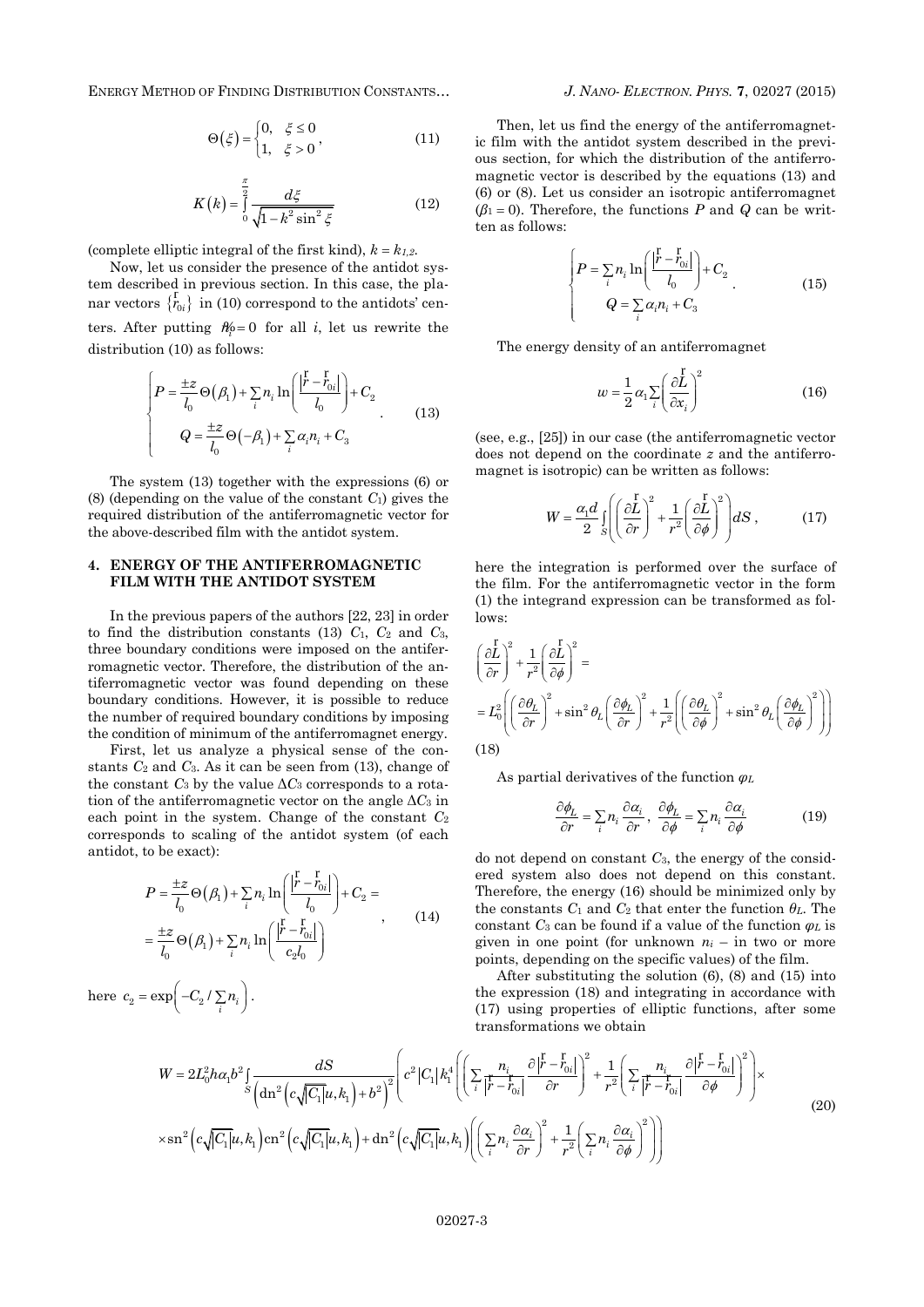$$\Theta(\xi) = \begin{cases} 0, & \xi \le 0 \\ 1, & \xi > 0 \end{cases}, \tag{11}$$

$$K(k) = \int_0^{\frac{\pi}{2}} \frac{d\xi}{\sqrt{1 - k^2 \sin^2 \xi}} \tag{12}$$

(complete elliptic integral of the first kind), $k = k_{1,2}$.

Now, let us consider the presence of the antidot system described in previous section. In this case, the planar vectors $\{\vec{r}_{0i}\}$ in (10) correspond to the antidots' centers. After putting $\vec{h}_i = 0$ for all $i$, let us rewrite the distribution (10) as follows:

$$\begin{cases} P = \dfrac{\pm z}{l_0}\Theta(\beta_1) + \sum_i n_i \ln\left(\dfrac{|\vec{r} - \vec{r}_{0i}|}{l_0}\right) + C_2 \\ Q = \dfrac{\pm z}{l_0}\Theta(-\beta_1) + \sum_i \alpha_i n_i + C_3 \end{cases}. \tag{13}$$

The system (13) together with the expressions (6) or (8) (depending on the value of the constant $C_1$) gives the required distribution of the antiferromagnetic vector for the above-described film with the antidot system.

## 4. ENERGY OF THE ANTIFERROMAGNETIC FILM WITH THE ANTIDOT SYSTEM

In the previous papers of the authors [22, 23] in order to find the distribution constants (13) $C_1$, $C_2$ and $C_3$, three boundary conditions were imposed on the antiferromagnetic vector. Therefore, the distribution of the antiferromagnetic vector was found depending on these boundary conditions. However, it is possible to reduce the number of required boundary conditions by imposing the condition of minimum of the antiferromagnet energy.

First, let us analyze a physical sense of the constants $C_2$ and $C_3$. As it can be seen from (13), change of the constant $C_3$ by the value $\Delta C_3$ corresponds to a rotation of the antiferromagnetic vector on the angle $\Delta C_3$ in each point in the system. Change of the constant $C_2$ corresponds to scaling of the antidot system (of each antidot, to be exact):

$$\begin{aligned} P &= \frac{\pm z}{l_0}\Theta(\beta_1) + \sum_i n_i \ln\left(\frac{|\vec{r} - \vec{r}_{0i}|}{l_0}\right) + C_2 = \\ &= \frac{\pm z}{l_0}\Theta(\beta_1) + \sum_i n_i \ln\left(\frac{|\vec{r} - \vec{r}_{0i}|}{c_2 l_0}\right) \end{aligned}, \tag{14}$$

here $c_2 = \exp\left(-C_2 / \sum_i n_i\right)$.

Then, let us find the energy of the antiferromagnetic film with the antidot system described in the previous section, for which the distribution of the antiferromagnetic vector is described by the equations (13) and (6) or (8). Let us consider an isotropic antiferromagnet ($\beta_1 = 0$). Therefore, the functions $P$ and $Q$ can be written as follows:

$$\begin{cases} P = \sum_i n_i \ln\left(\dfrac{|\vec{r} - \vec{r}_{0i}|}{l_0}\right) + C_2 \\ Q = \sum_i \alpha_i n_i + C_3 \end{cases}. \tag{15}$$

The energy density of an antiferromagnet

$$w = \frac{1}{2}\alpha_1 \sum_i \left(\frac{\partial \vec{L}}{\partial x_i}\right)^2 \tag{16}$$

(see, e.g., [25]) in our case (the antiferromagnetic vector does not depend on the coordinate $z$ and the antiferromagnet is isotropic) can be written as follows:

$$W = \frac{\alpha_1 d}{2} \int_S \left( \left(\frac{\partial \vec{L}}{\partial r}\right)^2 + \frac{1}{r^2}\left(\frac{\partial \vec{L}}{\partial \phi}\right)^2 \right) dS, \tag{17}$$

here the integration is performed over the surface of the film. For the antiferromagnetic vector in the form (1) the integrand expression can be transformed as follows:

$$\begin{aligned} &\left(\frac{\partial \vec{L}}{\partial r}\right)^2 + \frac{1}{r^2}\left(\frac{\partial \vec{L}}{\partial \phi}\right)^2 = \\ &= L_0^2 \left( \left(\frac{\partial \theta_L}{\partial r}\right)^2 + \sin^2\theta_L \left(\frac{\partial \phi_L}{\partial r}\right)^2 + \frac{1}{r^2}\left( \left(\frac{\partial \theta_L}{\partial \phi}\right)^2 + \sin^2\theta_L \left(\frac{\partial \phi_L}{\partial \phi}\right)^2 \right) \right) \end{aligned} \tag{18}$$

As partial derivatives of the function $\varphi_L$

$$\frac{\partial \phi_L}{\partial r} = \sum_i n_i \frac{\partial \alpha_i}{\partial r}, \quad \frac{\partial \phi_L}{\partial \phi} = \sum_i n_i \frac{\partial \alpha_i}{\partial \phi} \tag{19}$$

do not depend on constant $C_3$, the energy of the considered system also does not depend on this constant. Therefore, the energy (16) should be minimized only by the constants $C_1$ and $C_2$ that enter the function $\theta_L$. The constant $C_3$ can be found if a value of the function $\varphi_L$ is given in one point (for unknown $n_i$ – in two or more points, depending on the specific values) of the film.

After substituting the solution (6), (8) and (15) into the expression (18) and integrating in accordance with (17) using properties of elliptic functions, after some transformations we obtain

$$\begin{aligned} W = 2L_0^2 h \alpha_1 b^2 \int_S \frac{dS}{\left(\mathrm{dn}^2\left(c\sqrt{|C_1|}u, k_1\right) + b^2\right)^2} &\left( c^2 |C_1| k_1^4 \left( \left( \sum_i \frac{n_i}{|\vec{r} - \vec{r}_{0i}|} \frac{\partial |\vec{r} - \vec{r}_{0i}|}{\partial r} \right)^2 + \frac{1}{r^2}\left( \sum_i \frac{n_i}{|\vec{r} - \vec{r}_{0i}|} \frac{\partial |\vec{r} - \vec{r}_{0i}|}{\partial \phi} \right)^2 \right) \times \right. \\ \times \mathrm{sn}^2\left(c\sqrt{|C_1|}u, k_1\right) \mathrm{cn}^2\left(c\sqrt{|C_1|}u, k_1\right) &+ \left. \mathrm{dn}^2\left(c\sqrt{|C_1|}u, k_1\right) \left( \left( \sum_i n_i \frac{\partial \alpha_i}{\partial r} \right)^2 + \frac{1}{r^2}\left( \sum_i n_i \frac{\partial \alpha_i}{\partial \phi} \right)^2 \right) \right) \end{aligned} \tag{20}$$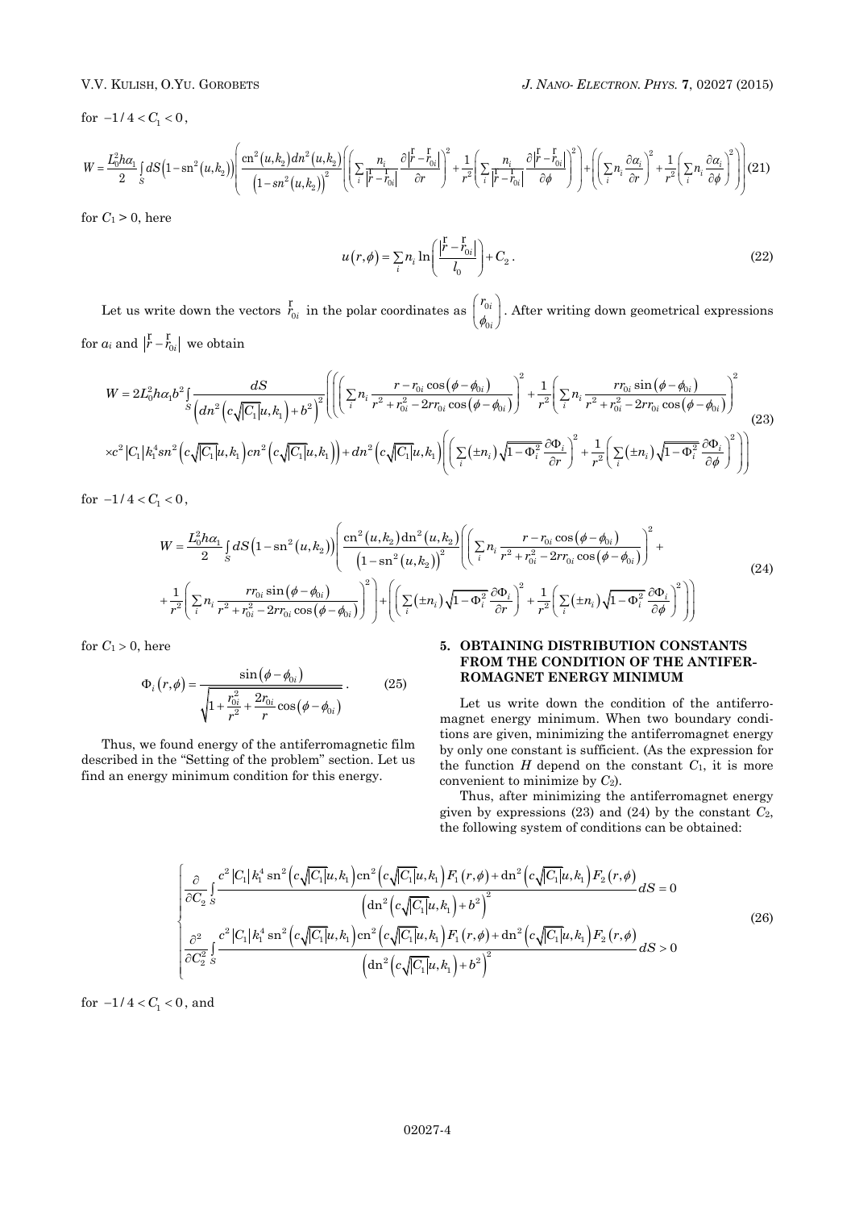for $-1/4 < C_1 < 0$,

$$W = \frac{L_0^2 h\alpha_1}{2}\int_S dS\left(1-\mathrm{sn}^2(u,k_2)\right)\left(\frac{\mathrm{cn}^2(u,k_2)dn^2(u,k_2)}{\left(1-sn^2(u,k_2)\right)^2}\left(\left(\sum_i \frac{n_i}{\left|\vec{r}-\vec{r}_{0i}\right|}\frac{\partial\left|\vec{r}-\vec{r}_{0i}\right|}{\partial r}\right)^2+\frac{1}{r^2}\left(\sum_i \frac{n_i}{\left|\vec{r}-\vec{r}_{0i}\right|}\frac{\partial\left|\vec{r}-\vec{r}_{0i}\right|}{\partial \phi}\right)^2\right)+\left(\left(\sum_i n_i\frac{\partial\alpha_i}{\partial r}\right)^2+\frac{1}{r^2}\left(\sum_i n_i\frac{\partial\alpha_i}{\partial\phi}\right)^2\right)\right) \quad (21)$$

for $C_1 > 0$, here

$$u(r,\phi)=\sum_i n_i\ln\left(\frac{\left|\vec{r}-\vec{r}_{0i}\right|}{l_0}\right)+C_2. \quad (22)$$

Let us write down the vectors $\vec{r}_{0i}$ in the polar coordinates as $\begin{pmatrix} r_{0i} \\ \phi_{0i}\end{pmatrix}$. After writing down geometrical expressions for $a_i$ and $\left|\vec{r}-\vec{r}_{0i}\right|$ we obtain

$$W = 2L_0^2 h\alpha_1 b^2\int_S \frac{dS}{\left(dn^2\left(c\sqrt{|C_1|}u,k_1\right)+b^2\right)^2}\left(\left(\left(\sum_i n_i\frac{r-r_{0i}\cos(\phi-\phi_{0i})}{r^2+r_{0i}^2-2rr_{0i}\cos(\phi-\phi_{0i})}\right)^2+\frac{1}{r^2}\left(\sum_i n_i\frac{rr_{0i}\sin(\phi-\phi_{0i})}{r^2+r_{0i}^2-2rr_{0i}\cos(\phi-\phi_{0i})}\right)^2\right.\right.$$
$$\left.\left.\times c^2|C_1|k_1^4 sn^2\left(c\sqrt{|C_1|}u,k_1\right)cn^2\left(c\sqrt{|C_1|}u,k_1\right)\right)+dn^2\left(c\sqrt{|C_1|}u,k_1\right)\left(\left(\sum_i(\pm n_i)\sqrt{1-\Phi_i^2}\frac{\partial\Phi_i}{\partial r}\right)^2+\frac{1}{r^2}\left(\sum_i(\pm n_i)\sqrt{1-\Phi_i^2}\frac{\partial\Phi_i}{\partial\phi}\right)^2\right)\right) \quad (23)$$

for $-1/4 < C_1 < 0$,

$$W = \frac{L_0^2 h\alpha_1}{2}\int_S dS\left(1-\mathrm{sn}^2(u,k_2)\right)\left(\frac{\mathrm{cn}^2(u,k_2)\mathrm{dn}^2(u,k_2)}{\left(1-\mathrm{sn}^2(u,k_2)\right)^2}\left(\left(\sum_i n_i\frac{r-r_{0i}\cos(\phi-\phi_{0i})}{r^2+r_{0i}^2-2rr_{0i}\cos(\phi-\phi_{0i})}\right)^2+\right.\right.$$
$$\left.\left.+\frac{1}{r^2}\left(\sum_i n_i\frac{rr_{0i}\sin(\phi-\phi_{0i})}{r^2+r_{0i}^2-2rr_{0i}\cos(\phi-\phi_{0i})}\right)^2\right)+\left(\left(\sum_i(\pm n_i)\sqrt{1-\Phi_i^2}\frac{\partial\Phi_i}{\partial r}\right)^2+\frac{1}{r^2}\left(\sum_i(\pm n_i)\sqrt{1-\Phi_i^2}\frac{\partial\Phi_i}{\partial\phi}\right)^2\right)\right) \quad (24)$$

for $C_1 > 0$, here

$$\Phi_i(r,\phi)=\frac{\sin(\phi-\phi_{0i})}{\sqrt{1+\frac{r_{0i}^2}{r^2}+\frac{2r_{0i}}{r}\cos(\phi-\phi_{0i})}}. \quad (25)$$

Thus, we found energy of the antiferromagnetic film described in the "Setting of the problem" section. Let us find an energy minimum condition for this energy.

## 5. OBTAINING DISTRIBUTION CONSTANTS FROM THE CONDITION OF THE ANTIFERROMAGNET ENERGY MINIMUM

Let us write down the condition of the antiferromagnet energy minimum. When two boundary conditions are given, minimizing the antiferromagnet energy by only one constant is sufficient. (As the expression for the function $H$ depend on the constant $C_1$, it is more convenient to minimize by $C_2$).

Thus, after minimizing the antiferromagnet energy given by expressions (23) and (24) by the constant $C_2$, the following system of conditions can be obtained:

$$\begin{cases}\dfrac{\partial}{\partial C_2}\displaystyle\int_S\frac{c^2|C_1|k_1^4\,\mathrm{sn}^2\left(c\sqrt{|C_1|}u,k_1\right)\mathrm{cn}^2\left(c\sqrt{|C_1|}u,k_1\right)F_1(r,\phi)+\mathrm{dn}^2\left(c\sqrt{|C_1|}u,k_1\right)F_2(r,\phi)}{\left(\mathrm{dn}^2\left(c\sqrt{|C_1|}u,k_1\right)+b^2\right)^2}dS=0\\[2ex] \dfrac{\partial^2}{\partial C_2^2}\displaystyle\int_S\frac{c^2|C_1|k_1^4\,\mathrm{sn}^2\left(c\sqrt{|C_1|}u,k_1\right)\mathrm{cn}^2\left(c\sqrt{|C_1|}u,k_1\right)F_1(r,\phi)+\mathrm{dn}^2\left(c\sqrt{|C_1|}u,k_1\right)F_2(r,\phi)}{\left(\mathrm{dn}^2\left(c\sqrt{|C_1|}u,k_1\right)+b^2\right)^2}dS>0\end{cases} \quad (26)$$

for $-1/4 < C_1 < 0$, and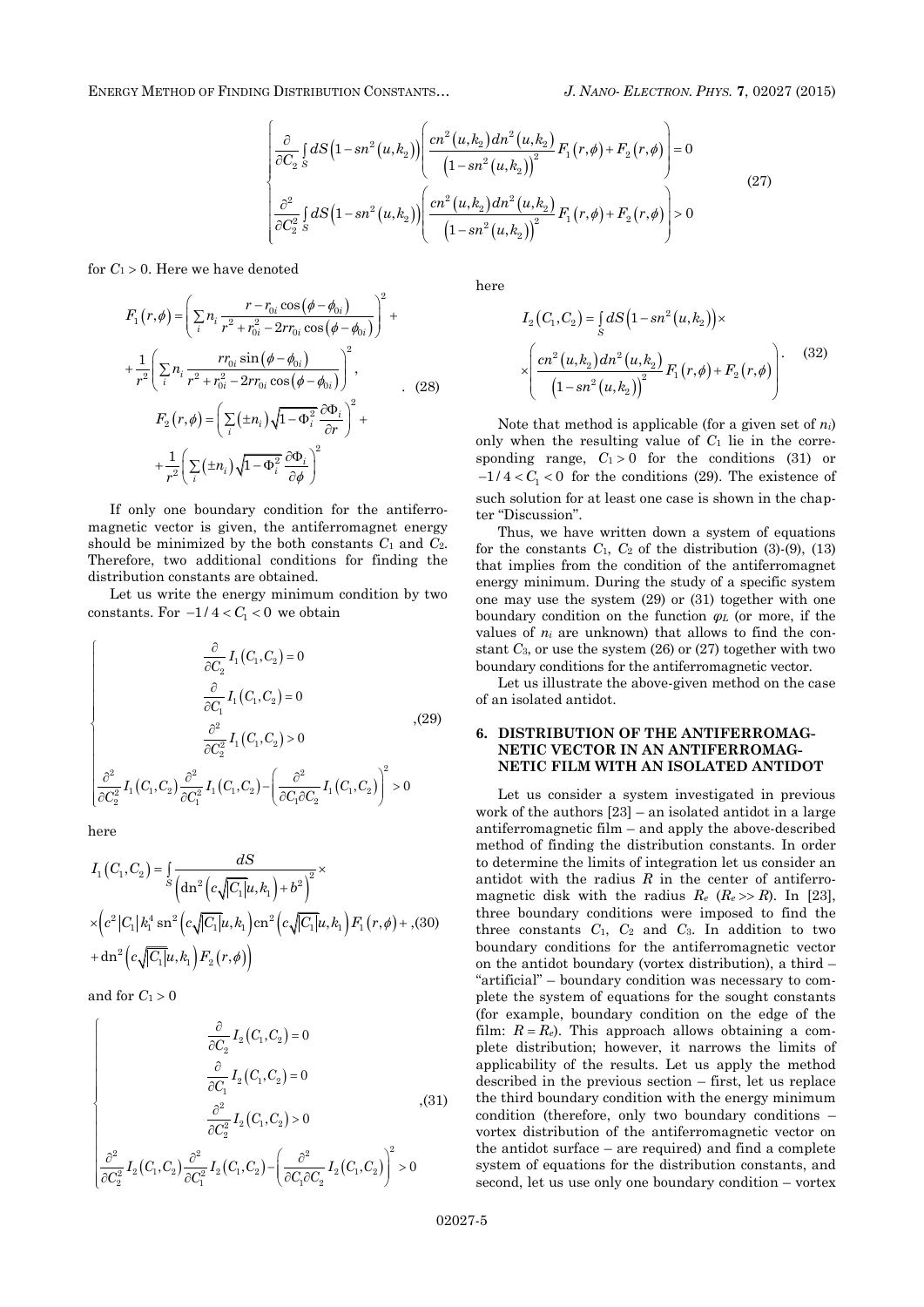$$\begin{cases} \dfrac{\partial}{\partial C_2} \int_S dS\left(1-sn^2\left(u,k_2\right)\right)\left(\dfrac{cn^2\left(u,k_2\right)dn^2\left(u,k_2\right)}{\left(1-sn^2\left(u,k_2\right)\right)^2}F_1\left(r,\phi\right)+F_2\left(r,\phi\right)\right)=0 \\ \dfrac{\partial^2}{\partial C_2^2} \int_S dS\left(1-sn^2\left(u,k_2\right)\right)\left(\dfrac{cn^2\left(u,k_2\right)dn^2\left(u,k_2\right)}{\left(1-sn^2\left(u,k_2\right)\right)^2}F_1\left(r,\phi\right)+F_2\left(r,\phi\right)\right)>0 \end{cases} \tag{27}$$

for $C_1 > 0$. Here we have denoted

$$\begin{aligned} F_1\left(r,\phi\right) &= \left(\sum_i n_i \frac{r-r_{0i}\cos\left(\phi-\phi_{0i}\right)}{r^2+r_{0i}^2-2rr_{0i}\cos\left(\phi-\phi_{0i}\right)}\right)^2 + \\ &+\frac{1}{r^2}\left(\sum_i n_i \frac{rr_{0i}\sin\left(\phi-\phi_{0i}\right)}{r^2+r_{0i}^2-2rr_{0i}\cos\left(\phi-\phi_{0i}\right)}\right)^2, \\ F_2\left(r,\phi\right) &= \left(\sum_i \left(\pm n_i\right)\sqrt{1-\Phi_i^2}\frac{\partial \Phi_i}{\partial r}\right)^2 + \\ &+\frac{1}{r^2}\left(\sum_i \left(\pm n_i\right)\sqrt{1-\Phi_i^2}\frac{\partial \Phi_i}{\partial \phi}\right)^2 \end{aligned} \tag{28}$$

If only one boundary condition for the antiferromagnetic vector is given, the antiferromagnet energy should be minimized by the both constants $C_1$ and $C_2$. Therefore, two additional conditions for finding the distribution constants are obtained.

Let us write the energy minimum condition by two constants. For $-1/4 < C_1 < 0$ we obtain

$$\begin{cases} \dfrac{\partial}{\partial C_2} I_1\left(C_1,C_2\right)=0 \\ \dfrac{\partial}{\partial C_1} I_1\left(C_1,C_2\right)=0 \\ \dfrac{\partial^2}{\partial C_2^2} I_1\left(C_1,C_2\right)>0 \\ \dfrac{\partial^2}{\partial C_2^2} I_1\left(C_1,C_2\right)\dfrac{\partial^2}{\partial C_1^2} I_1\left(C_1,C_2\right)-\left(\dfrac{\partial^2}{\partial C_1 \partial C_2} I_1\left(C_1,C_2\right)\right)^2>0 \end{cases} \tag{29}$$

here

$$\begin{aligned} I_1\left(C_1,C_2\right) &= \int_S \frac{dS}{\left(\mathrm{dn}^2\left(c\sqrt{|C_1|}u,k_1\right)+b^2\right)^2}\times \\ &\times\left(c^2|C_1|k_1^4 \,\mathrm{sn}^2\left(c\sqrt{|C_1|}u,k_1\right)\mathrm{cn}^2\left(c\sqrt{|C_1|}u,k_1\right)F_1\left(r,\phi\right)+\right. \\ &\left.+\,\mathrm{dn}^2\left(c\sqrt{|C_1|}u,k_1\right)F_2\left(r,\phi\right)\right) \end{aligned} \tag{30}$$

and for $C_1 > 0$

$$\begin{cases} \dfrac{\partial}{\partial C_2} I_2\left(C_1,C_2\right)=0 \\ \dfrac{\partial}{\partial C_1} I_2\left(C_1,C_2\right)=0 \\ \dfrac{\partial^2}{\partial C_2^2} I_2\left(C_1,C_2\right)>0 \\ \dfrac{\partial^2}{\partial C_2^2} I_2\left(C_1,C_2\right)\dfrac{\partial^2}{\partial C_1^2} I_2\left(C_1,C_2\right)-\left(\dfrac{\partial^2}{\partial C_1 \partial C_2} I_2\left(C_1,C_2\right)\right)^2>0 \end{cases} \tag{31}$$

here

$$\begin{aligned} I_2\left(C_1,C_2\right) &= \int_S dS\left(1-sn^2\left(u,k_2\right)\right)\times \\ &\times\left(\frac{cn^2\left(u,k_2\right)dn^2\left(u,k_2\right)}{\left(1-sn^2\left(u,k_2\right)\right)^2}F_1\left(r,\phi\right)+F_2\left(r,\phi\right)\right). \end{aligned} \tag{32}$$

Note that method is applicable (for a given set of $n_i$) only when the resulting value of $C_1$ lie in the corresponding range, $C_1 > 0$ for the conditions (31) or $-1/4 < C_1 < 0$ for the conditions (29). The existence of such solution for at least one case is shown in the chapter "Discussion".

Thus, we have written down a system of equations for the constants $C_1$, $C_2$ of the distribution (3)-(9), (13) that implies from the condition of the antiferromagnet energy minimum. During the study of a specific system one may use the system (29) or (31) together with one boundary condition on the function $\varphi_L$ (or more, if the values of $n_i$ are unknown) that allows to find the constant $C_3$, or use the system (26) or (27) together with two boundary conditions for the antiferromagnetic vector.

Let us illustrate the above-given method on the case of an isolated antidot.

## 6. DISTRIBUTION OF THE ANTIFERROMAGNETIC VECTOR IN AN ANTIFERROMAGNETIC FILM WITH AN ISOLATED ANTIDOT

Let us consider a system investigated in previous work of the authors [23] – an isolated antidot in a large antiferromagnetic film – and apply the above-described method of finding the distribution constants. In order to determine the limits of integration let us consider an antidot with the radius $R$ in the center of antiferromagnetic disk with the radius $R_e$ ($R_e >> R$). In [23], three boundary conditions were imposed to find the three constants $C_1$, $C_2$ and $C_3$. In addition to two boundary conditions for the antiferromagnetic vector on the antidot boundary (vortex distribution), a third – "artificial" – boundary condition was necessary to complete the system of equations for the sought constants (for example, boundary condition on the edge of the film: $R = R_e$). This approach allows obtaining a complete distribution; however, it narrows the limits of applicability of the results. Let us apply the method described in the previous section – first, let us replace the third boundary condition with the energy minimum condition (therefore, only two boundary conditions – vortex distribution of the antiferromagnetic vector on the antidot surface – are required) and find a complete system of equations for the distribution constants, and second, let us use only one boundary condition – vortex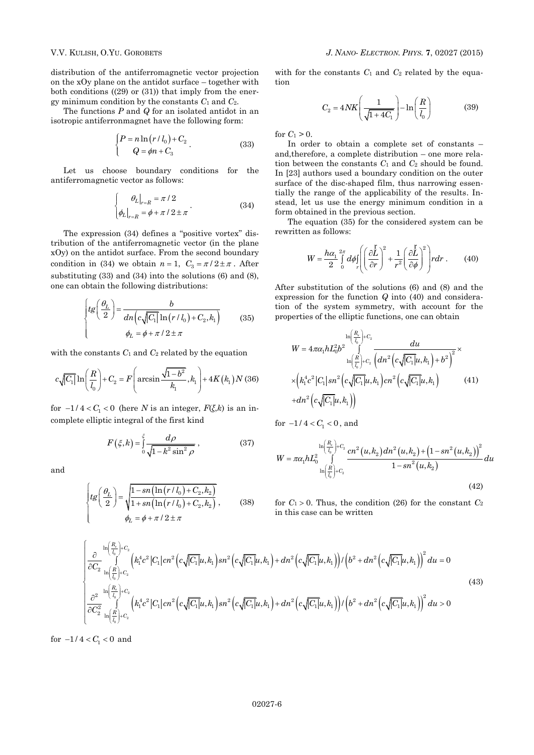distribution of the antiferromagnetic vector projection on the xOy plane on the antidot surface – together with both conditions ((29) or (31)) that imply from the energy minimum condition by the constants $C_1$ and $C_2$.

The functions $P$ and $Q$ for an isolated antidot in an isotropic antiferronmagnet have the following form:

$$\begin{cases} P = n\ln\left(r/l_0\right) + C_2 \\ Q = \phi n + C_3 \end{cases}. \tag{33}$$

Let us choose boundary conditions for the antiferromagnetic vector as follows:

$$\begin{cases} \theta_L\big|_{r=R} = \pi/2 \\ \phi_L\big|_{r=R} = \phi + \pi/2 \pm \pi \end{cases}. \tag{34}$$

The expression (34) defines a "positive vortex" distribution of the antiferromagnetic vector (in the plane xOy) on the antidot surface. From the second boundary condition in (34) we obtain $n = 1$, $C_3 = \pi/2 \pm \pi$. After substituting (33) and (34) into the solutions (6) and (8), one can obtain the following distributions:

$$\begin{cases} tg\left(\dfrac{\theta_L}{2}\right) = \dfrac{b}{dn\left(c\sqrt{|C_1|}\ln\left(r/l_0\right) + C_2, k_1\right)} \\ \phi_L = \phi + \pi/2 \pm \pi \end{cases} \tag{35}$$

with the constants $C_1$ and $C_2$ related by the equation

$$c\sqrt{|C_1|}\ln\left(\frac{R}{l_0}\right) + C_2 = F\left(\arcsin\frac{\sqrt{1-b^2}}{k_1}, k_1\right) + 4K\left(k_1\right)N \tag{36}$$

for $-1/4 < C_1 < 0$ (here $N$ is an integer, $F(\xi,k)$ is an incomplete elliptic integral of the first kind

$$F\left(\xi, k\right) = \int_0^{\xi} \frac{d\rho}{\sqrt{1 - k^2\sin^2\rho}}, \tag{37}$$

and

$$\begin{cases} tg\left(\dfrac{\theta_L}{2}\right) = \sqrt{\dfrac{1 - sn\left(\ln\left(r/l_0\right) + C_2, k_2\right)}{1 + sn\left(\ln\left(r/l_0\right) + C_2, k_2\right)}}, \\ \phi_L = \phi + \pi/2 \pm \pi \end{cases} \tag{38}$$

with for the constants $C_1$ and $C_2$ related by the equation

$$C_2 = 4NK\left(\frac{1}{\sqrt{1 + 4C_1}}\right) - \ln\left(\frac{R}{l_0}\right) \tag{39}$$

for $C_1 > 0$.

In order to obtain a complete set of constants – and,therefore, a complete distribution – one more relation between the constants $C_1$ and $C_2$ should be found. In [23] authors used a boundary condition on the outer surface of the disc-shaped film, thus narrowing essentially the range of the applicability of the results. Instead, let us use the energy minimum condition in a form obtained in the previous section.

The equation (35) for the considered system can be rewritten as follows:

$$W = \frac{h\alpha_1}{2}\int_0^{2\pi} d\phi \int_r \left(\left(\frac{\partial \vec{L}}{\partial r}\right)^2 + \frac{1}{r^2}\left(\frac{\partial \vec{L}}{\partial \phi}\right)^2\right) r dr. \tag{40}$$

After substitution of the solutions (6) and (8) and the expression for the function $Q$ into (40) and consideration of the system symmetry, with account for the properties of the elliptic functions, one can obtain

$$\begin{aligned} W = 4\pi\alpha_1 h L_0^2 b^2 \int_{\ln\left(\frac{R}{l_0}\right)+C_2}^{\ln\left(\frac{R_e}{l_0}\right)+C_2} \frac{du}{\left(dn^2\left(c\sqrt{|C_1|}u, k_1\right) + b^2\right)^2} \times \\ \times\Big(k_1^4 c^2 |C_1| sn^2\left(c\sqrt{|C_1|}u, k_1\right) cn^2\left(c\sqrt{|C_1|}u, k_1\right) \\ + dn^2\left(c\sqrt{|C_1|}u, k_1\right)\Big) \end{aligned} \tag{41}$$

for $-1/4 < C_1 < 0$, and

$$W = \pi\alpha_1 h L_0^2 \int_{\ln\left(\frac{R}{l_0}\right)+C_2}^{\ln\left(\frac{R_e}{l_0}\right)+C_2} \frac{cn^2\left(u, k_2\right) dn^2\left(u, k_2\right) + \left(1 - sn^2\left(u, k_2\right)\right)^2}{1 - sn^2\left(u, k_2\right)} du \tag{42}$$

for $C_1 > 0$. Thus, the condition (26) for the constant $C_2$ in this case can be written

$$\begin{cases} \dfrac{\partial}{\partial C_2} \displaystyle\int_{\ln\left(\frac{R}{l_0}\right)+C_2}^{\ln\left(\frac{R_e}{l_0}\right)+C_2} \left(k_1^4 c^2 |C_1| cn^2\left(c\sqrt{|C_1|}u, k_1\right) sn^2\left(c\sqrt{|C_1|}u, k_1\right) + dn^2\left(c\sqrt{|C_1|}u, k_1\right)\right) \Big/ \left(b^2 + dn^2\left(c\sqrt{|C_1|}u, k_1\right)\right)^2 du = 0 \\ \dfrac{\partial^2}{\partial C_2^2} \displaystyle\int_{\ln\left(\frac{R}{l_0}\right)+C_2}^{\ln\left(\frac{R_e}{l_0}\right)+C_2} \left(k_1^4 c^2 |C_1| cn^2\left(c\sqrt{|C_1|}u, k_1\right) sn^2\left(c\sqrt{|C_1|}u, k_1\right) + dn^2\left(c\sqrt{|C_1|}u, k_1\right)\right) \Big/ \left(b^2 + dn^2\left(c\sqrt{|C_1|}u, k_1\right)\right)^2 du > 0 \end{cases} \tag{43}$$

for $-1/4 < C_1 < 0$ and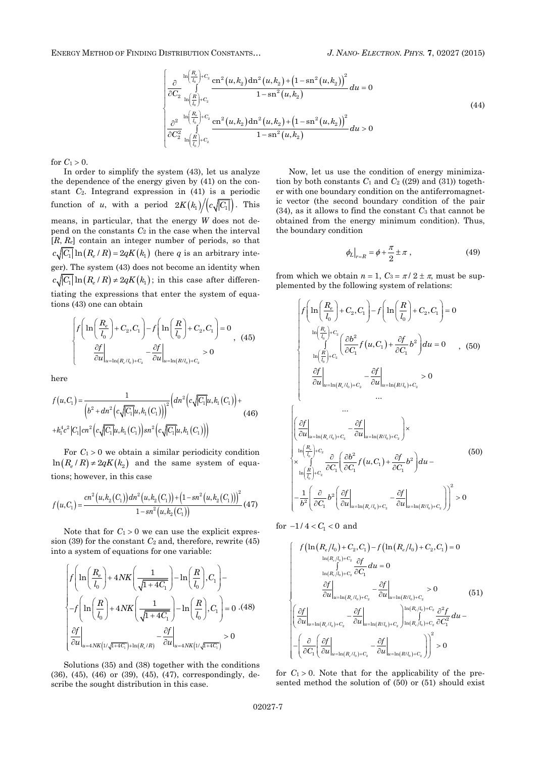$$
\begin{cases}
\dfrac{\partial}{\partial C_2}\displaystyle\int_{\ln\left(\frac{R}{l_0}\right)+C_2}^{\ln\left(\frac{R_e}{l_0}\right)+C_2} \frac{\mathrm{cn}^2(u,k_2)\,\mathrm{dn}^2(u,k_2)+\left(1-\mathrm{sn}^2(u,k_2)\right)^2}{1-\mathrm{sn}^2(u,k_2)}du = 0 \\
\dfrac{\partial^2}{\partial C_2^2}\displaystyle\int_{\ln\left(\frac{R}{l_0}\right)+C_2}^{\ln\left(\frac{R_e}{l_0}\right)+C_2} \frac{\mathrm{cn}^2(u,k_2)\,\mathrm{dn}^2(u,k_2)+\left(1-\mathrm{sn}^2(u,k_2)\right)^2}{1-\mathrm{sn}^2(u,k_2)}du > 0
\end{cases}
\tag{44}
$$

for $C_1 > 0$.

In order to simplify the system (43), let us analyze the dependence of the energy given by (41) on the constant $C_2$. Integrand expression in (41) is a periodic function of $u$, with a period $2K(k_1)\big/\left(c\sqrt{|C_1|}\right)$. This means, in particular, that the energy $W$ does not depend on the constants $C_2$ in the case when the interval $[R, R_e]$ contain an integer number of periods, so that $c\sqrt{|C_1|}\ln(R_e/R) = 2qK(k_1)$ (here $q$ is an arbitrary integer). The system (43) does not become an identity when $c\sqrt{|C_1|}\ln(R_e/R) \neq 2qK(k_1)$; in this case after differentiating the expressions that enter the system of equations (43) one can obtain

$$
\begin{cases}
f\left(\ln\left(\dfrac{R_e}{l_0}\right)+C_2, C_1\right) - f\left(\ln\left(\dfrac{R}{l_0}\right)+C_2, C_1\right) = 0 \\
\left.\dfrac{\partial f}{\partial u}\right|_{u=\ln(R_e/l_0)+C_2} - \left.\dfrac{\partial f}{\partial u}\right|_{u=\ln(R/l_0)+C_2} > 0
\end{cases},
\tag{45}
$$

here

$$
f(u,C_1) = \frac{1}{\left(b^2 + dn^2\left(c\sqrt{|C_1|}u, k_1(C_1)\right)\right)^2}\Big(dn^2\left(c\sqrt{|C_1|}u, k_1(C_1)\right) + k_1^4 c^2 |C_1|\, cn^2\left(c\sqrt{|C_1|}u, k_1(C_1)\right) sn^2\left(c\sqrt{|C_1|}u, k_1(C_1)\right)\Big)
\tag{46}
$$

For $C_1 > 0$ we obtain a similar periodicity condition $\ln(R_e/R) \neq 2qK(k_2)$ and the same system of equations; however, in this case

$$
f(u,C_1) = \frac{cn^2\left(u,k_2(C_1)\right)dn^2\left(u,k_2(C_1)\right) + \left(1 - sn^2\left(u,k_2(C_1)\right)\right)^2}{1 - sn^2\left(u,k_2(C_1)\right)}
\tag{47}
$$

Note that for $C_1 > 0$ we can use the explicit expression (39) for the constant $C_2$ and, therefore, rewrite (45) into a system of equations for one variable:

$$
\begin{cases}
f\left(\ln\left(\dfrac{R_e}{l_0}\right) + 4NK\left(\dfrac{1}{\sqrt{1+4C_1}}\right) - \ln\left(\dfrac{R}{l_0}\right), C_1\right) - \\
- f\left(\ln\left(\dfrac{R}{l_0}\right) + 4NK\left(\dfrac{1}{\sqrt{1+4C_1}}\right) - \ln\left(\dfrac{R}{l_0}\right), C_1\right) = 0 \\
\left.\dfrac{\partial f}{\partial u}\right|_{u=4NK\left(1/\sqrt{1+4C_1}\right)+\ln(R_e/R)} - \left.\dfrac{\partial f}{\partial u}\right|_{u=4NK\left(1/\sqrt{1+4C_1}\right)} > 0
\end{cases}
\tag{48}
$$

Solutions (35) and (38) together with the conditions (36), (45), (46) or (39), (45), (47), correspondingly, describe the sought distribution in this case.

Now, let us use the condition of energy minimization by both constants $C_1$ and $C_2$ ((29) and (31)) together with one boundary condition on the antiferromagnetic vector (the second boundary condition of the pair (34), as it allows to find the constant $C_3$ that cannot be obtained from the energy minimum condition). Thus, the boundary condition

$$
\left.\phi_L\right|_{r=R} = \phi + \frac{\pi}{2} \pm \pi\,,
\tag{49}
$$

from which we obtain $n = 1$, $C_3 = \pi/2 \pm \pi$, must be supplemented by the following system of relations:

$$
\begin{cases}
f\left(\ln\left(\dfrac{R_e}{l_0}\right)+C_2, C_1\right) - f\left(\ln\left(\dfrac{R}{l_0}\right)+C_2, C_1\right) = 0 \\
\displaystyle\int_{\ln\left(\frac{R}{l_0}\right)+C_2}^{\ln\left(\frac{R_e}{l_0}\right)+C_2} \left(\frac{\partial b^2}{\partial C_1} f(u,C_1) + \frac{\partial f}{\partial C_1} b^2\right) du = 0 \\
\left.\dfrac{\partial f}{\partial u}\right|_{u=\ln(R_e/l_0)+C_2} - \left.\dfrac{\partial f}{\partial u}\right|_{u=\ln(R/l_0)+C_2} > 0 \\
\left(\left.\dfrac{\partial f}{\partial u}\right|_{u=\ln(R_e/l_0)+C_2} - \left.\dfrac{\partial f}{\partial u}\right|_{u=\ln(R/l_0)+C_2}\right) \times \\
\times \displaystyle\int_{\ln\left(\frac{R}{l_0}\right)+C_2}^{\ln\left(\frac{R_e}{l_0}\right)+C_2} \frac{\partial}{\partial C_1}\left(\frac{\partial b^2}{\partial C_1} f(u,C_1) + \frac{\partial f}{\partial C_1} b^2\right) du - \\
- \dfrac{1}{b^2}\left(\dfrac{\partial}{\partial C_1} b^2 \left(\left.\dfrac{\partial f}{\partial u}\right|_{u=\ln(R_e/l_0)+C_2} - \left.\dfrac{\partial f}{\partial u}\right|_{u=\ln(R/l_0)+C_2}\right)\right)^2 > 0
\end{cases},
\tag{50}
$$

for $-1/4 < C_1 < 0$ and

$$
\begin{cases}
f\left(\ln(R_e/l_0)+C_2, C_1\right) - f\left(\ln(R_e/l_0)+C_2, C_1\right) = 0 \\
\displaystyle\int_{\ln(R_e/l_0)+C_2}^{\ln(R_e/l_0)+C_2} \frac{\partial f}{\partial C_1} du = 0 \\
\left.\dfrac{\partial f}{\partial u}\right|_{u=\ln(R_e/l_0)+C_2} - \left.\dfrac{\partial f}{\partial u}\right|_{u=\ln(R/l_0)+C_2} > 0 \\
\left(\left.\dfrac{\partial f}{\partial u}\right|_{u=\ln(R_e/l_0)+C_2} - \left.\dfrac{\partial f}{\partial u}\right|_{u=\ln(R/l_0)+C_2}\right) \displaystyle\int_{\ln(R_e/l_0)+C_2}^{\ln(R_e/l_0)+C_2} \frac{\partial^2 f}{\partial C_1^2} du - \\
- \left(\dfrac{\partial}{\partial C_1}\left(\left.\dfrac{\partial f}{\partial u}\right|_{u=\ln(R_e/l_0)+C_2} - \left.\dfrac{\partial f}{\partial u}\right|_{u=\ln(R/l_0)+C_2}\right)\right)^2 > 0
\end{cases}
\tag{51}
$$

for $C_1 > 0$. Note that for the applicability of the presented method the solution of (50) or (51) should exist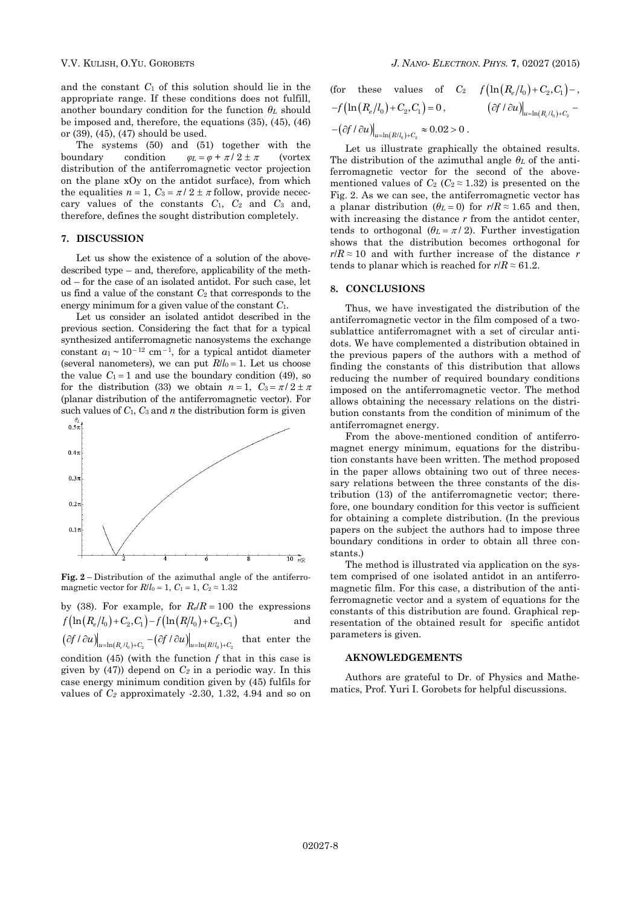and the constant $C_1$ of this solution should lie in the appropriate range. If these conditions does not fulfill, another boundary condition for the function $\theta_L$ should be imposed and, therefore, the equations (35), (45), (46) or (39), (45), (47) should be used.

The systems (50) and (51) together with the boundary condition $\varphi_L = \varphi + \pi/2 \pm \pi$ (vortex distribution of the antiferromagnetic vector projection on the plane xOy on the antidot surface), from which the equalities $n = 1$, $C_3 = \pi/2 \pm \pi$ follow, provide nececcary values of the constants $C_1$, $C_2$ and $C_3$ and, therefore, defines the sought distribution completely.

## 7. DISCUSSION

Let us show the existence of a solution of the above-described type – and, therefore, applicability of the method – for the case of an isolated antidot. For such case, let us find a value of the constant $C_2$ that corresponds to the energy minimum for a given value of the constant $C_1$.

Let us consider an isolated antidot described in the previous section. Considering the fact that for a typical synthesized antiferromagnetic nanosystems the exchange constant $\alpha_1 \sim 10^{-12}$ cm$^{-1}$, for a typical antidot diameter (several nanometers), we can put $R/l_0 = 1$. Let us choose the value $C_1 = 1$ and use the boundary condition (49), so for the distribution (33) we obtain $n = 1$, $C_3 = \pi/2 \pm \pi$ (planar distribution of the antiferromagnetic vector). For such values of $C_1$, $C_3$ and $n$ the distribution form is given

**Fig. 2** – Distribution of the azimuthal angle of the antiferromagnetic vector for $R/l_0 = 1$, $C_1 = 1$, $C_2 \approx 1.32$

by (38). For example, for $R_e/R = 100$ the expressions $f\left(\ln\left(R_e/l_0\right) + C_2, C_1\right) - f\left(\ln\left(R/l_0\right) + C_2, C_1\right)$ and $\left(\partial f/\partial u\right)\big|_{u=\ln(R_e/l_0)+C_2} - \left(\partial f/\partial u\right)\big|_{u=\ln(R/l_0)+C_2}$ that enter the condition (45) (with the function $f$ that in this case is given by (47)) depend on $C_2$ in a periodic way. In this case energy minimum condition given by (45) fulfils for values of $C_2$ approximately -2.30, 1.32, 4.94 and so on (for these values of $C_2$ $f\left(\ln\left(R_e/l_0\right) + C_2, C_1\right) - f\left(\ln\left(R_e/l_0\right) + C_2, C_1\right) = 0$, $\left(\partial f/\partial u\right)\big|_{u=\ln(R_e/l_0)+C_2} - \left(\partial f/\partial u\right)\big|_{u=\ln(R/l_0)+C_2} \approx 0.02 > 0$.

Let us illustrate graphically the obtained results. The distribution of the azimuthal angle $\theta_L$ of the antiferromagnetic vector for the second of the above-mentioned values of $C_2$ ($C_2 \approx 1.32$) is presented on the Fig. 2. As we can see, the antiferromagnetic vector has a planar distribution ($\theta_L = 0$) for $r/R \approx 1.65$ and then, with increasing the distance $r$ from the antidot center, tends to orthogonal ($\theta_L = \pi/2$). Further investigation shows that the distribution becomes orthogonal for $r/R \approx 10$ and with further increase of the distance $r$ tends to planar which is reached for $r/R \approx 61.2$.

## 8. CONCLUSIONS

Thus, we have investigated the distribution of the antiferromagnetic vector in the film composed of a two-sublattice antiferromagnet with a set of circular antidots. We have complemented a distribution obtained in the previous papers of the authors with a method of finding the constants of this distribution that allows reducing the number of required boundary conditions imposed on the antiferromagnetic vector. The method allows obtaining the necessary relations on the distribution constants from the condition of minimum of the antiferromagnet energy.

From the above-mentioned condition of antiferromagnet energy minimum, equations for the distribution constants have been written. The method proposed in the paper allows obtaining two out of three necessary relations between the three constants of the distribution (13) of the antiferromagnetic vector; therefore, one boundary condition for this vector is sufficient for obtaining a complete distribution. (In the previous papers on the subject the authors had to impose three boundary conditions in order to obtain all three constants.)

The method is illustrated via application on the system comprised of one isolated antidot in an antiferromagnetic film. For this case, a distribution of the antiferromagnetic vector and a system of equations for the constants of this distribution are found. Graphical representation of the obtained result for specific antidot parameters is given.

### AKNOWLEDGEMENTS

Authors are grateful to Dr. of Physics and Mathematics, Prof. Yuri I. Gorobets for helpful discussions.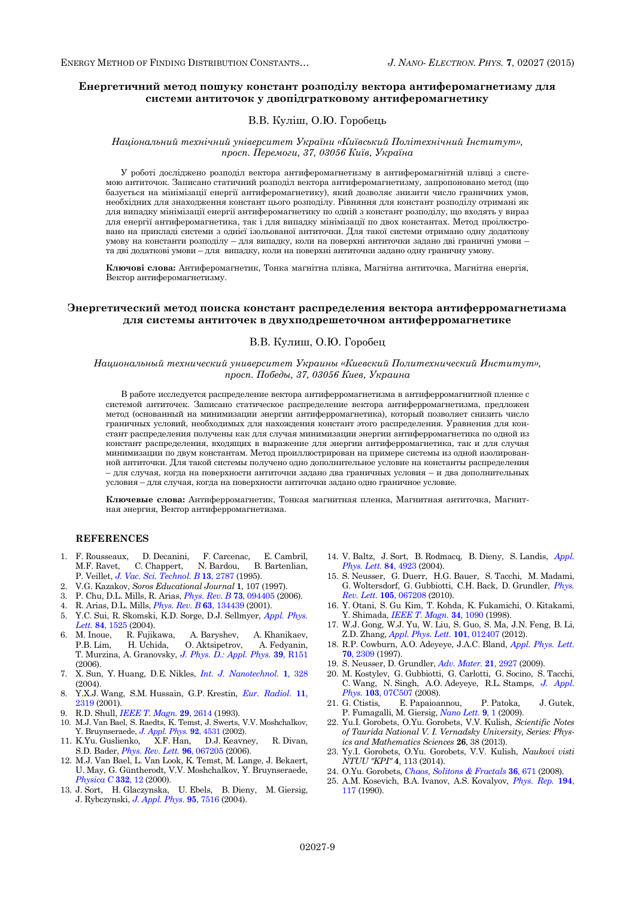## Енергетичний метод пошуку констант розподілу вектора антиферомагнетизму для системи антиточок у двопідгратковому антиферомагнетику

В.В. Куліш, О.Ю. Горобець

*Національний технічний університет України «Київський Політехнічний Інститут», просп. Перемоги, 37, 03056 Київ, Україна*

У роботі досліджено розподіл вектора антиферомагнетизму в антиферомагнітній плівці з системою антиточок. Записано статичний розподіл вектора антиферомагнетизму, запропоновано метод (що базується на мінімізації енергії антиферомагнетику), який дозволяє знизити число граничних умов, необхідних для знаходження констант цього розподілу. Рівняння для констант розподілу отримані як для випадку мінімізації енергії антиферомагнетику по одній з констант розподілу, що входять у вираз для енергії антиферомагнетика, так і для випадку мінімізації по двох константах. Метод проілюстровано на прикладі системи з однієї ізольованої антиточки. Для такої системи отримано одну додаткову умову на константи розподілу – для випадку, коли на поверхні антиточки задано дві граничні умови – та дві додаткові умови – для випадку, коли на поверхні антиточки задано одну граничну умову.

**Ключові слова:** Антиферомагнетик, Тонка магнітна плівка, Магнітна антиточка, Магнітна енергія, Вектор антиферомагнетизму.

## Энергетический метод поиска констант распределения вектора антиферромагнетизма для системы антиточек в двухподрешеточном антиферромагнетике

В.В. Кулиш, О.Ю. Горобец

*Национальный технический университет Украины «Киевский Политехнический Институт», просп. Победы, 37, 03056 Киев, Украина*

В работе исследуется распределение вектора антиферромагнетизма в антиферромагнитной пленке с системой антиточек. Записано статическое распределение вектора антиферромагнетизма, предложен метод (основанный на минимизации энергии антиферромагнетика), который позволяет снизить число граничных условий, необходимых для нахождения констант этого распределения. Уравнения для констант распределения получены как для случая минимизации энергии антиферромагнетика по одной из констант распределения, входящих в выражение для энергии антиферромагнетика, так и для случая минимизации по двум константам. Метод проиллюстрирован на примере системы из одной изолированной антиточки. Для такой системы получено одно дополнительное условие на константы распределения – для случая, когда на поверхности антиточки задано два граничных условия – и два дополнительных условия – для случая, когда на поверхности антиточки задано одно граничное условие.

**Ключевые слова:** Антиферромагнетик, Тонкая магнитная пленка, Магнитная антиточка, Магнитная энергия, Вектор антиферромагнетизма.

## REFERENCES

1. F. Rousseaux, D. Decanini, F. Carcenac, E. Cambril, M.F. Ravet, C. Chappert, N. Bardou, B. Bartenlian, P. Veillet, *J. Vac. Sci. Technol. B* **13**, 2787 (1995).
2. V.G. Kazakov, *Soros Educational Journal* **1**, 107 (1997).
3. P. Chu, D.L. Mills, R. Arias, *Phys. Rev. B* **73**, 094405 (2006).
4. R. Arias, D.L. Mills, *Phys. Rev. B* **63**, 134439 (2001).
5. Y.C. Sui, R. Skomski, K.D. Sorge, D.J. Sellmyer, *Appl. Phys. Lett.* **84**, 1525 (2004).
6. M. Inoue, R. Fujikawa, A. Baryshev, A. Khanikaev, P.B. Lim, H. Uchida, O. Aktsipetrov, A. Fedyanin, T. Murzina, A. Granovsky, *J. Phys. D.: Appl. Phys.* **39**, R151 (2006).
7. X. Sun, Y. Huang, D.E. Nikles, *Int. J. Nanotechnol.* **1**, 328 (2004).
8. Y.X.J. Wang, S.M. Hussain, G.P. Krestin, *Eur. Radiol.* **11**, 2319 (2001).
9. R.D. Shull, *IEEE T. Magn.* **29**, 2614 (1993).
10. M.J. Van Bael, S. Raedts, K. Temst, J. Swerts, V.V. Moshchalkov, V. Bruynseraede, *J. Appl. Phys.* **92**, 4531 (2002).
11. K.Yu. Guslienko, X.F. Han, D.J. Keavney, R. Divan, S.D. Bader, *Phys. Rev. Lett.* **96**, 067205 (2006).
12. M.J. Van Bael, L. Van Look, K. Temst, M. Lange, J. Bekaert, U. May, G. Güntherodt, V.V. Moshchalkov, Y. Bruynseraede, *Physica C* **332**, 12 (2000).
13. J. Sort, H. Glaczynska, U. Ebels, B. Dieny, M. Giersig, J. Rybczynski, *J. Appl. Phys.* **95**, 7516 (2004).
14. V. Baltz, J. Sort, B. Rodmacq, B. Dieny, S. Landis, *Appl. Phys. Lett.* **84**, 4923 (2004).
15. S. Neusser, G. Duerr, H.G. Bauer, S. Tacchi, M. Madami, G. Woltersdorf, G. Gubbiotti, C.H. Back, D. Grundler, *Phys. Rev. Lett.* **105**, 067208 (2010).
16. Y. Otani, S. Gu Kim, T. Kohda, K. Fukamichi, O. Kitakami, Y. Shimada, *IEEE T. Magn.* **34**, 1090 (1998).
17. W.J. Gong, W.J. Yu, W. Liu, S. Guo, S. Ma, J.N. Feng, B. Li, Z.D. Zhang, *Appl. Phys. Lett.* **101**, 012407 (2012).
18. R.P. Cowburn, A.O. Adeyeye, J.A.C. Bland, *Appl. Phys. Lett.* **70**, 2309 (1997).
19. S. Neusser, D. Grundler, *Adv. Mater.* **21**, 2927 (2009).
20. M. Kostylev, G. Gubbiotti, G. Carlotti, G. Socino, S. Tacchi, C. Wang, N. Singh, A.O. Adeyeye, R.L. Stamps, *J. Appl. Phys.* **103**, 07C507 (2008).
21. G. Ctistis, E. Papaioannou, P. Patoka, J. Gutek, P. Fumagalli, M. Giersig, *Nano Lett.* **9**, 1 (2009).
22. Yu.I. Gorobets, O.Yu. Gorobets, V.V. Kulish, *Scientific Notes of Taurida National V. I. Vernadsky University, Series: Physics and Mathematics Sciences* **26**, 38 (2013).
23. Yy.I. Gorobets, O.Yu. Gorobets, V.V. Kulish, *Naukovi visti NTUU "KPI"* **4**, 113 (2014).
24. O.Yu. Gorobets, *Chaos, Solitons & Fractals* **36**, 671 (2008).
25. A.M. Kosevich, B.A. Ivanov, A.S. Kovalyov, *Phys. Rep.* **194**, 117 (1990).